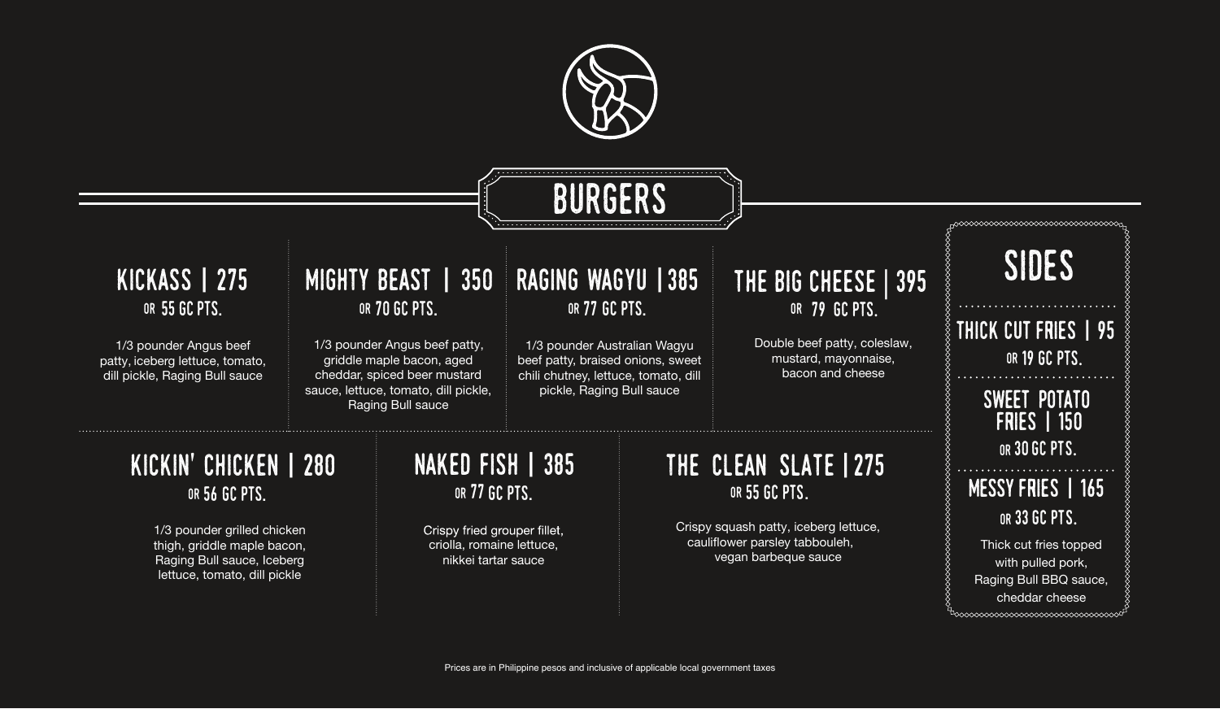# BURGERS

### KICKASS | 275
OR 55 GC PTS.

1/3 pounder Angus beef patty, iceberg lettuce, tomato, dill pickle, Raging Bull sauce

### MIGHTY BEAST | 350
OR 70 GC PTS.

1/3 pounder Angus beef patty, griddle maple bacon, aged cheddar, spiced beer mustard sauce, lettuce, tomato, dill pickle, Raging Bull sauce

### RAGING WAGYU | 385
OR 77 GC PTS.

1/3 pounder Australian Wagyu beef patty, braised onions, sweet chili chutney, lettuce, tomato, dill pickle, Raging Bull sauce

### THE BIG CHEESE | 395
OR 79 GC PTS.

Double beef patty, coleslaw, mustard, mayonnaise, bacon and cheese

### KICKIN' CHICKEN | 280
OR 56 GC PTS.

1/3 pounder grilled chicken thigh, griddle maple bacon, Raging Bull sauce, Iceberg lettuce, tomato, dill pickle

### NAKED FISH | 385
OR 77 GC PTS.

Crispy fried grouper fillet, criolla, romaine lettuce, nikkei tartar sauce

### THE CLEAN SLATE | 275
OR 55 GC PTS.

Crispy squash patty, iceberg lettuce, cauliflower parsley tabbouleh, vegan barbeque sauce

## SIDES

### THICK CUT FRIES | 95
OR 19 GC PTS.

### SWEET POTATO FRIES | 150
OR 30 GC PTS.

### MESSY FRIES | 165
OR 33 GC PTS.

Thick cut fries topped with pulled pork, Raging Bull BBQ sauce, cheddar cheese

Prices are in Philippine pesos and inclusive of applicable local government taxes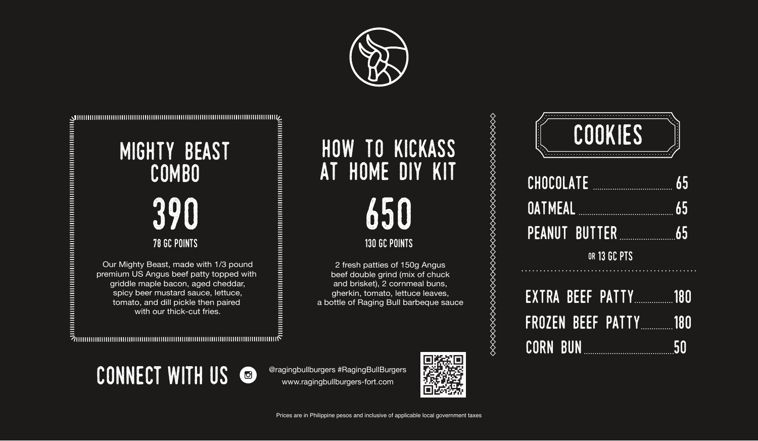## MIGHTY BEAST COMBO

**390**

78 GC POINTS

Our Mighty Beast, made with 1/3 pound premium US Angus beef patty topped with griddle maple bacon, aged cheddar, spicy beer mustard sauce, lettuce, tomato, and dill pickle then paired with our thick-cut fries.

## HOW TO KICKASS AT HOME DIY KIT

**650**

130 GC POINTS

2 fresh patties of 150g Angus beef double grind (mix of chuck and brisket), 2 cornmeal buns, gherkin, tomato, lettuce leaves, a bottle of Raging Bull barbeque sauce

## COOKIES

| | |
|---|---|
| CHOCOLATE | 65 |
| OATMEAL | 65 |
| PEANUT BUTTER | 65 |

OR 13 GC PTS

| | |
|---|---|
| EXTRA BEEF PATTY | 180 |
| FROZEN BEEF PATTY | 180 |
| CORN BUN | 50 |

## CONNECT WITH US

@ragingbullburgers #RagingBullBurgers

www.ragingbullburgers-fort.com

Prices are in Philippine pesos and inclusive of applicable local government taxes